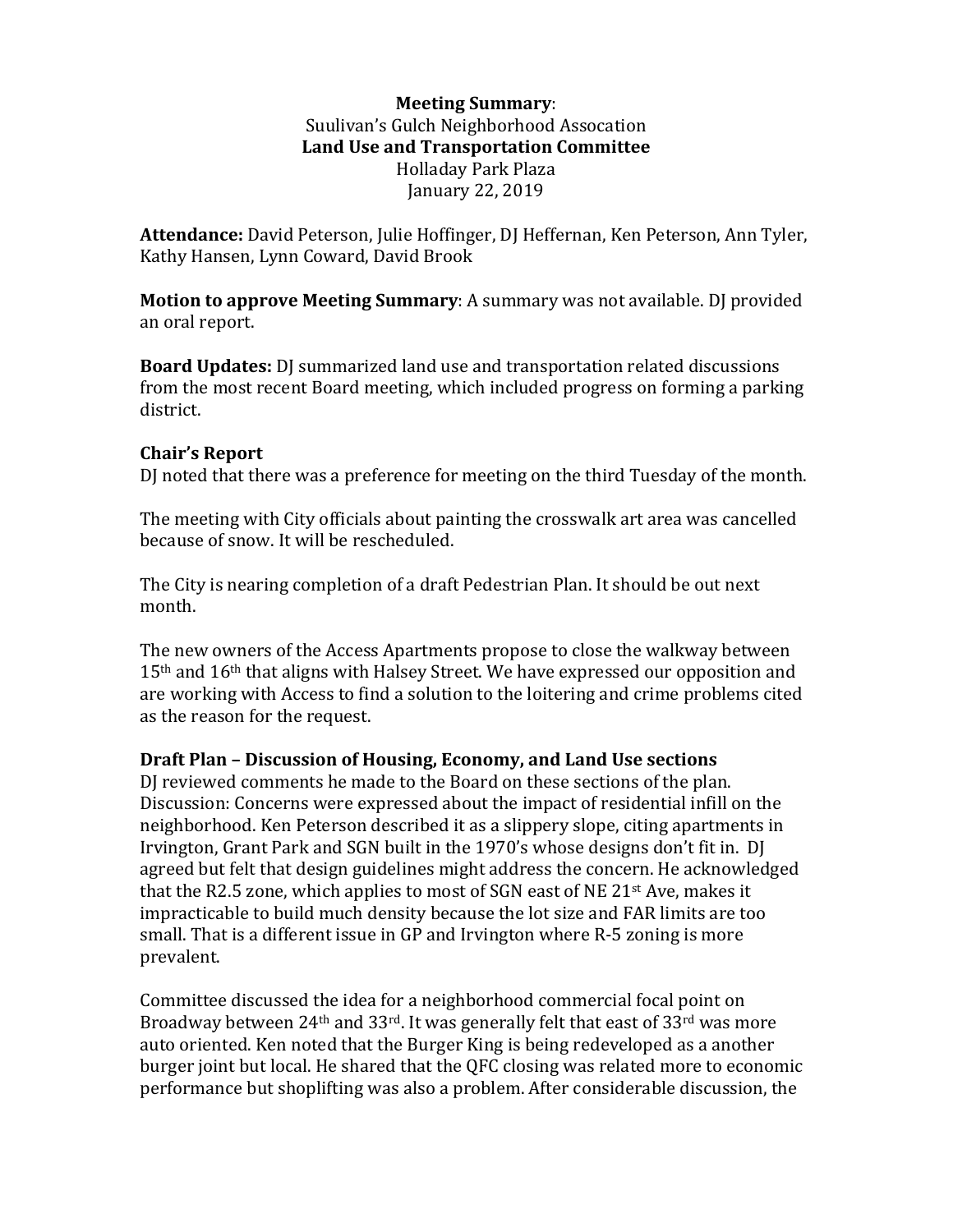**Meeting Summary**:
Suulivan's Gulch Neighborhood Assocation
**Land Use and Transportation Committee**
Holladay Park Plaza
January 22, 2019

**Attendance:** David Peterson, Julie Hoffinger, DJ Heffernan, Ken Peterson, Ann Tyler, Kathy Hansen, Lynn Coward, David Brook

**Motion to approve Meeting Summary**: A summary was not available. DJ provided an oral report.

**Board Updates:** DJ summarized land use and transportation related discussions from the most recent Board meeting, which included progress on forming a parking district.

**Chair's Report**

DJ noted that there was a preference for meeting on the third Tuesday of the month.

The meeting with City officials about painting the crosswalk art area was cancelled because of snow. It will be rescheduled.

The City is nearing completion of a draft Pedestrian Plan. It should be out next month.

The new owners of the Access Apartments propose to close the walkway between 15th and 16th that aligns with Halsey Street. We have expressed our opposition and are working with Access to find a solution to the loitering and crime problems cited as the reason for the request.

**Draft Plan – Discussion of Housing, Economy, and Land Use sections**

DJ reviewed comments he made to the Board on these sections of the plan. Discussion: Concerns were expressed about the impact of residential infill on the neighborhood. Ken Peterson described it as a slippery slope, citing apartments in Irvington, Grant Park and SGN built in the 1970's whose designs don't fit in. DJ agreed but felt that design guidelines might address the concern. He acknowledged that the R2.5 zone, which applies to most of SGN east of NE 21st Ave, makes it impracticable to build much density because the lot size and FAR limits are too small. That is a different issue in GP and Irvington where R-5 zoning is more prevalent.

Committee discussed the idea for a neighborhood commercial focal point on Broadway between 24th and 33rd. It was generally felt that east of 33rd was more auto oriented. Ken noted that the Burger King is being redeveloped as a another burger joint but local. He shared that the QFC closing was related more to economic performance but shoplifting was also a problem. After considerable discussion, the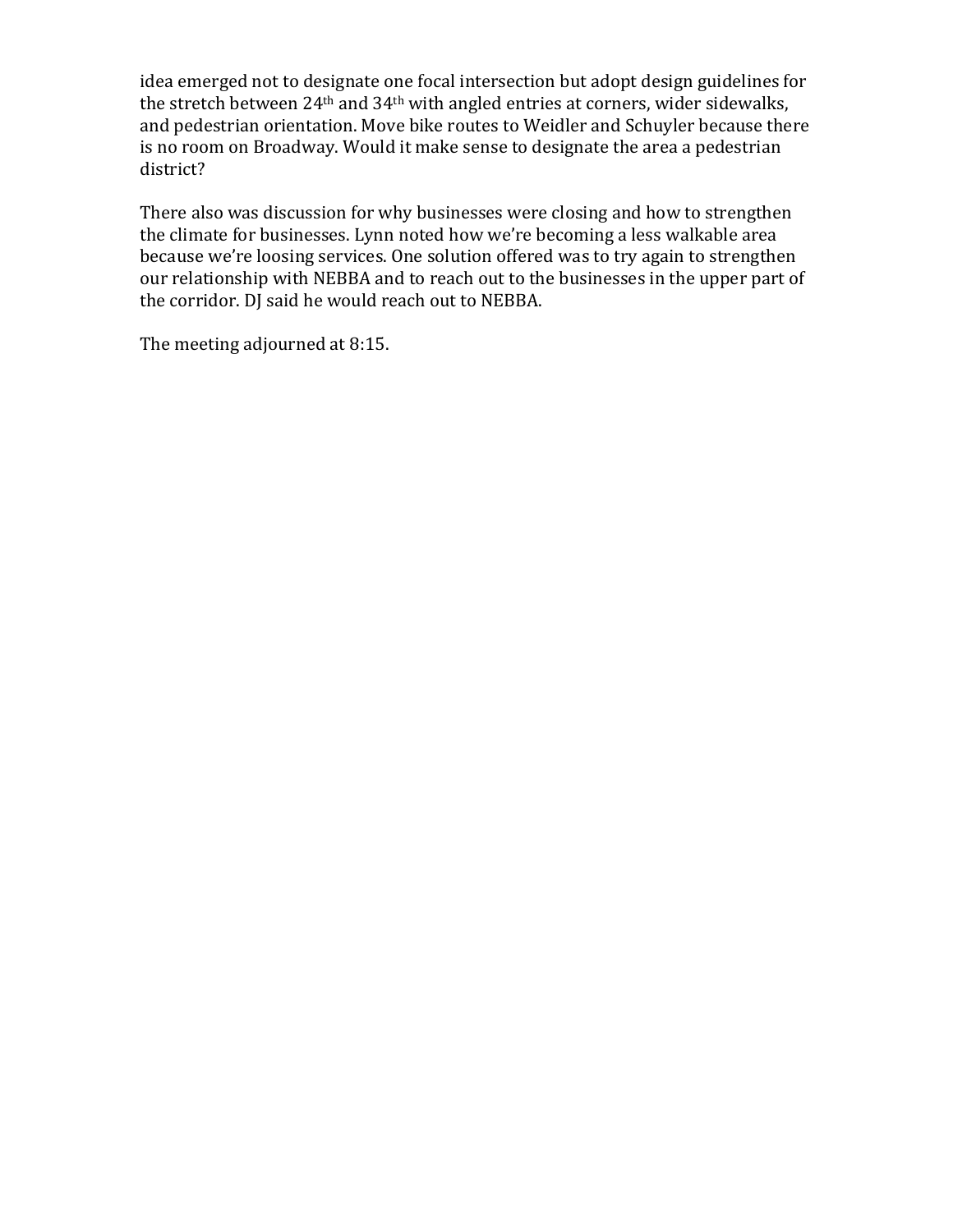idea emerged not to designate one focal intersection but adopt design guidelines for the stretch between 24th and 34th with angled entries at corners, wider sidewalks, and pedestrian orientation. Move bike routes to Weidler and Schuyler because there is no room on Broadway. Would it make sense to designate the area a pedestrian district?

There also was discussion for why businesses were closing and how to strengthen the climate for businesses. Lynn noted how we're becoming a less walkable area because we're loosing services. One solution offered was to try again to strengthen our relationship with NEBBA and to reach out to the businesses in the upper part of the corridor. DJ said he would reach out to NEBBA.

The meeting adjourned at 8:15.